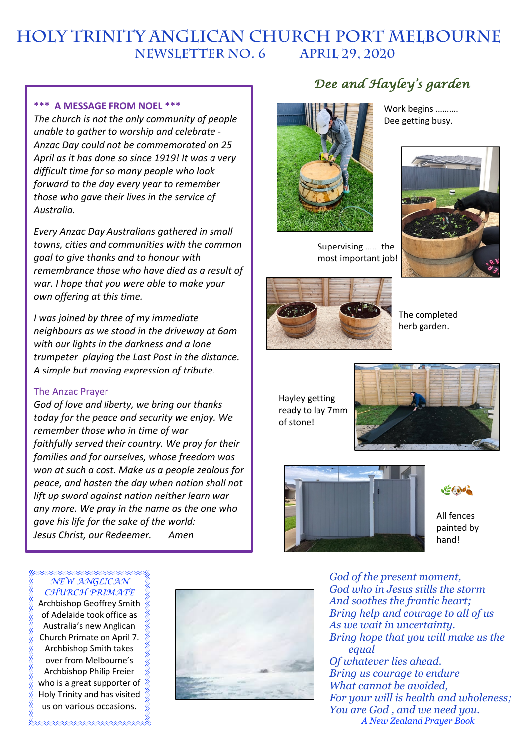# HOLY TRINITY ANGLICAN CHURCH PORT MELBOURNE

## NEWSLETTER NO. 6 APRIL 29, 2020

**\*\*\* A MESSAGE FROM NOEL \*\*\***

*The church is not the only community of people unable to gather to worship and celebrate - Anzac Day could not be commemorated on 25 April as it has done so since 1919! It was a very difficult time for so many people who look forward to the day every year to remember those who gave their lives in the service of Australia.*

*Every Anzac Day Australians gathered in small towns, cities and communities with the common goal to give thanks and to honour with remembrance those who have died as a result of war. I hope that you were able to make your own offering at this time.*

*I was joined by three of my immediate neighbours as we stood in the driveway at 6am with our lights in the darkness and a lone trumpeter playing the Last Post in the distance. A simple but moving expression of tribute.*

### The Anzac Prayer

*God of love and liberty, we bring our thanks today for the peace and security we enjoy. We remember those who in time of war faithfully served their country. We pray for their families and for ourselves, whose freedom was won at such a cost. Make us a people zealous for peace, and hasten the day when nation shall not lift up sword against nation neither learn war any more. We pray in the name as the one who gave his life for the sake of the world: Jesus Christ, our Redeemer. Amen*

## *Dee and Hayley's garden*

Work begins ………. Dee getting busy.

Supervising ….. the most important job!

The completed herb garden.

Hayley getting ready to lay 7mm of stone!

All fences painted by hand!

### *NEW ANGLICAN CHURCH PRIMATE*

Archbishop Geoffrey Smith of Adelaide took office as Australia's new Anglican Church Primate on April 7. Archbishop Smith takes over from Melbourne's Archbishop Philip Freier who is a great supporter of Holy Trinity and has visited us on various occasions.

*God of the present moment,*
*God who in Jesus stills the storm*
*And soothes the frantic heart;*
*Bring help and courage to all of us*
*As we wait in uncertainty.*
*Bring hope that you will make us the equal*
*Of whatever lies ahead.*
*Bring us courage to endure*
*What cannot be avoided,*
*For your will is health and wholeness;*
*You are God , and we need you.*

*A New Zealand Prayer Book*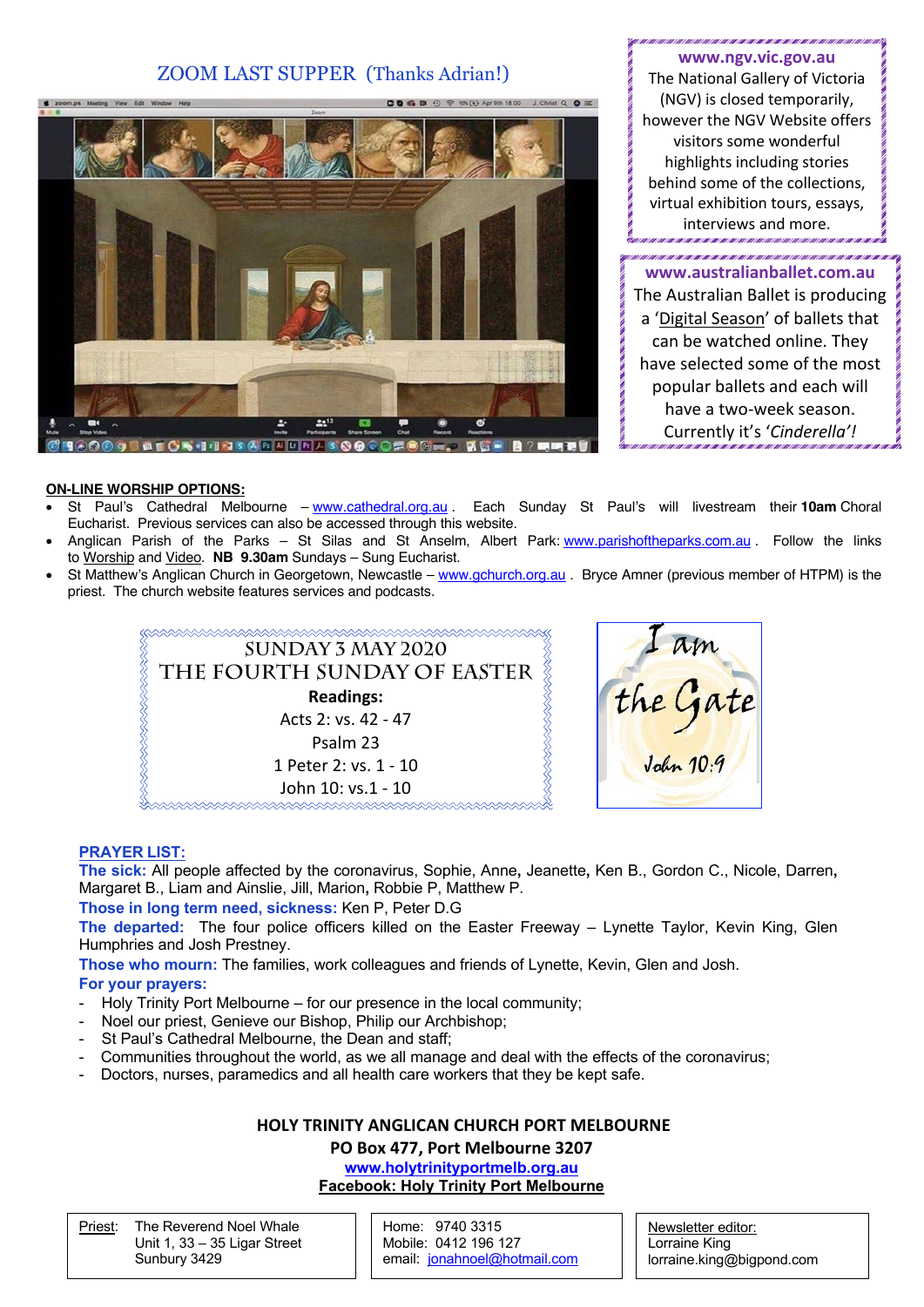## ZOOM LAST SUPPER (Thanks Adrian!)

**www.ngv.vic.gov.au**
The National Gallery of Victoria (NGV) is closed temporarily, however the NGV Website offers visitors some wonderful highlights including stories behind some of the collections, virtual exhibition tours, essays, interviews and more.

**www.australianballet.com.au**
The Australian Ballet is producing a '<u>Digital Season</u>' of ballets that can be watched online. They have selected some of the most popular ballets and each will have a two-week season. Currently it's '*Cinderella'!*

**<u>ON-LINE WORSHIP OPTIONS:</u>**

- St Paul's Cathedral Melbourne – www.cathedral.org.au . Each Sunday St Paul's will livestream their **10am** Choral Eucharist. Previous services can also be accessed through this website.
- Anglican Parish of the Parks – St Silas and St Anselm, Albert Park: www.parishoftheparks.com.au . Follow the links to <u>Worship</u> and <u>Video</u>. **NB 9.30am** Sundays – Sung Eucharist.
- St Matthew's Anglican Church in Georgetown, Newcastle – www.gchurch.org.au . Bryce Amner (previous member of HTPM) is the priest. The church website features services and podcasts.

**SUNDAY 3 MAY 2020**
**THE FOURTH SUNDAY OF EASTER**

**Readings:**
Acts 2: vs. 42 - 47
Psalm 23
1 Peter 2: vs. 1 - 10
John 10: vs.1 - 10

*I am the Gate*
*John 10:9*

**<u>PRAYER LIST:</u>**

**The sick:** All people affected by the coronavirus, Sophie, Anne**,** Jeanette**,** Ken B., Gordon C., Nicole, Darren**,** Margaret B., Liam and Ainslie, Jill, Marion**,** Robbie P, Matthew P.

**Those in long term need, sickness:** Ken P, Peter D.G

**The departed:** The four police officers killed on the Easter Freeway – Lynette Taylor, Kevin King, Glen Humphries and Josh Prestney.

**Those who mourn:** The families, work colleagues and friends of Lynette, Kevin, Glen and Josh.

**For your prayers:**

- Holy Trinity Port Melbourne – for our presence in the local community;
- Noel our priest, Genieve our Bishop, Philip our Archbishop;
- St Paul's Cathedral Melbourne, the Dean and staff;
- Communities throughout the world, as we all manage and deal with the effects of the coronavirus;
- Doctors, nurses, paramedics and all health care workers that they be kept safe.

**HOLY TRINITY ANGLICAN CHURCH PORT MELBOURNE**
**PO Box 477, Port Melbourne 3207**
**www.holytrinityportmelb.org.au**
**<u>Facebook: Holy Trinity Port Melbourne</u>**

<u>Priest</u>: The Reverend Noel Whale
Unit 1, 33 – 35 Ligar Street
Sunbury 3429

Home: 9740 3315
Mobile: 0412 196 127
email: jonahnoel@hotmail.com

<u>Newsletter editor:</u>
Lorraine King
lorraine.king@bigpond.com